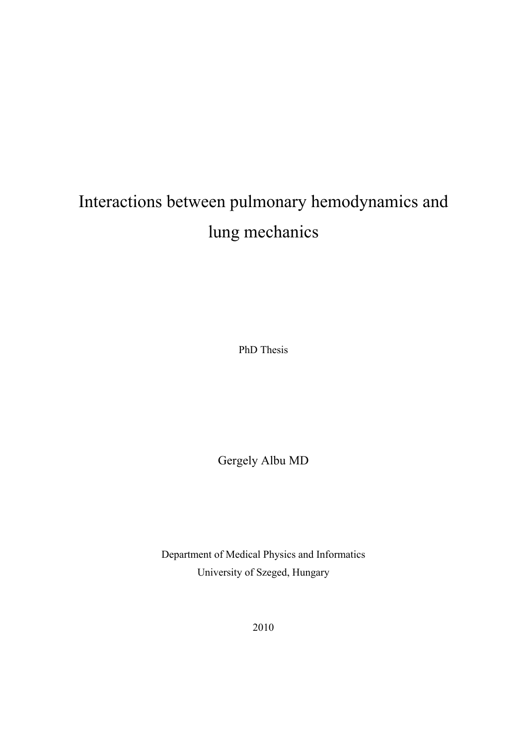# Interactions between pulmonary hemodynamics and lung mechanics

PhD Thesis

Gergely Albu MD

Department of Medical Physics and Informatics
University of Szeged, Hungary

2010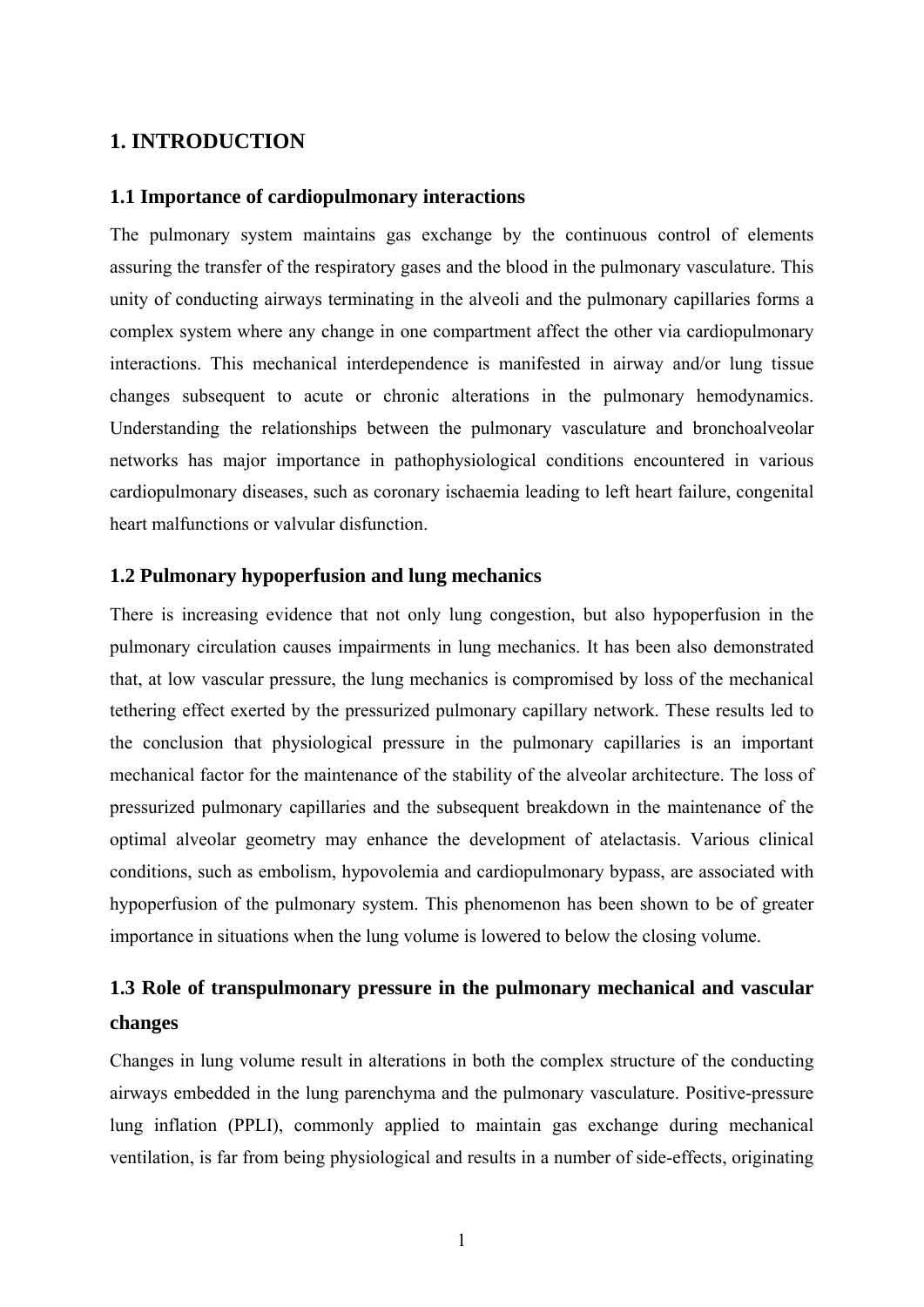# 1. INTRODUCTION

## 1.1 Importance of cardiopulmonary interactions

The pulmonary system maintains gas exchange by the continuous control of elements assuring the transfer of the respiratory gases and the blood in the pulmonary vasculature. This unity of conducting airways terminating in the alveoli and the pulmonary capillaries forms a complex system where any change in one compartment affect the other via cardiopulmonary interactions. This mechanical interdependence is manifested in airway and/or lung tissue changes subsequent to acute or chronic alterations in the pulmonary hemodynamics. Understanding the relationships between the pulmonary vasculature and bronchoalveolar networks has major importance in pathophysiological conditions encountered in various cardiopulmonary diseases, such as coronary ischaemia leading to left heart failure, congenital heart malfunctions or valvular disfunction.

## 1.2 Pulmonary hypoperfusion and lung mechanics

There is increasing evidence that not only lung congestion, but also hypoperfusion in the pulmonary circulation causes impairments in lung mechanics. It has been also demonstrated that, at low vascular pressure, the lung mechanics is compromised by loss of the mechanical tethering effect exerted by the pressurized pulmonary capillary network. These results led to the conclusion that physiological pressure in the pulmonary capillaries is an important mechanical factor for the maintenance of the stability of the alveolar architecture. The loss of pressurized pulmonary capillaries and the subsequent breakdown in the maintenance of the optimal alveolar geometry may enhance the development of atelactasis. Various clinical conditions, such as embolism, hypovolemia and cardiopulmonary bypass, are associated with hypoperfusion of the pulmonary system. This phenomenon has been shown to be of greater importance in situations when the lung volume is lowered to below the closing volume.

## 1.3 Role of transpulmonary pressure in the pulmonary mechanical and vascular changes

Changes in lung volume result in alterations in both the complex structure of the conducting airways embedded in the lung parenchyma and the pulmonary vasculature. Positive-pressure lung inflation (PPLI), commonly applied to maintain gas exchange during mechanical ventilation, is far from being physiological and results in a number of side-effects, originating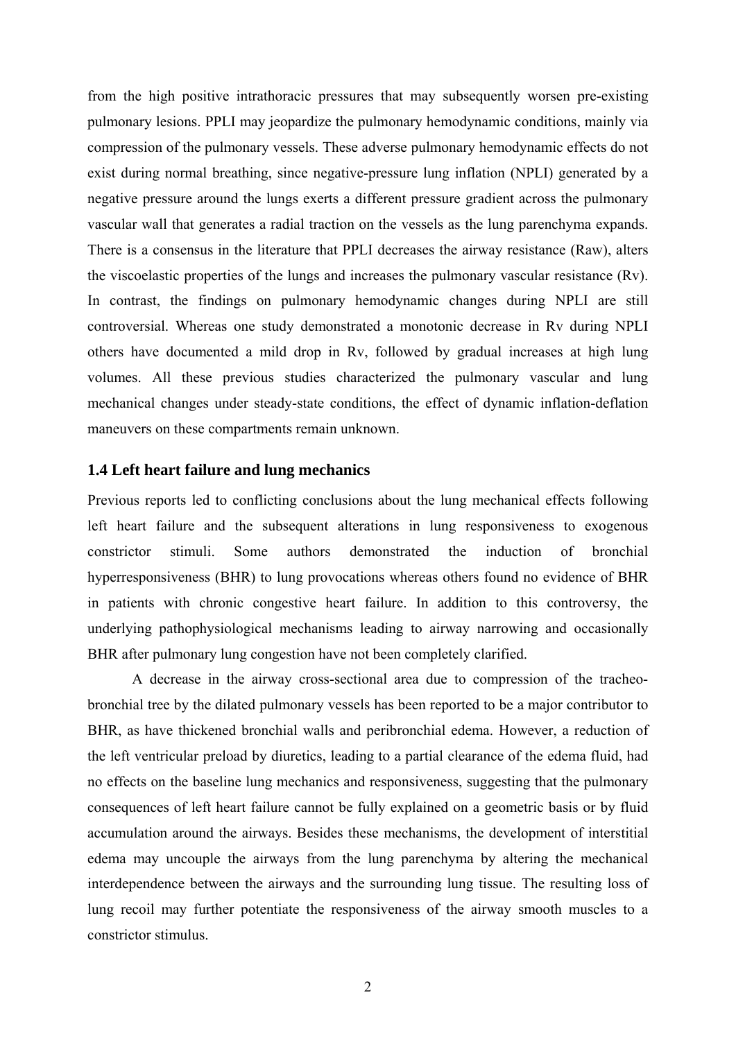from the high positive intrathoracic pressures that may subsequently worsen pre-existing pulmonary lesions. PPLI may jeopardize the pulmonary hemodynamic conditions, mainly via compression of the pulmonary vessels. These adverse pulmonary hemodynamic effects do not exist during normal breathing, since negative-pressure lung inflation (NPLI) generated by a negative pressure around the lungs exerts a different pressure gradient across the pulmonary vascular wall that generates a radial traction on the vessels as the lung parenchyma expands. There is a consensus in the literature that PPLI decreases the airway resistance (Raw), alters the viscoelastic properties of the lungs and increases the pulmonary vascular resistance (Rv). In contrast, the findings on pulmonary hemodynamic changes during NPLI are still controversial. Whereas one study demonstrated a monotonic decrease in Rv during NPLI others have documented a mild drop in Rv, followed by gradual increases at high lung volumes. All these previous studies characterized the pulmonary vascular and lung mechanical changes under steady-state conditions, the effect of dynamic inflation-deflation maneuvers on these compartments remain unknown.

### 1.4 Left heart failure and lung mechanics

Previous reports led to conflicting conclusions about the lung mechanical effects following left heart failure and the subsequent alterations in lung responsiveness to exogenous constrictor stimuli. Some authors demonstrated the induction of bronchial hyperresponsiveness (BHR) to lung provocations whereas others found no evidence of BHR in patients with chronic congestive heart failure. In addition to this controversy, the underlying pathophysiological mechanisms leading to airway narrowing and occasionally BHR after pulmonary lung congestion have not been completely clarified.

A decrease in the airway cross-sectional area due to compression of the tracheo-bronchial tree by the dilated pulmonary vessels has been reported to be a major contributor to BHR, as have thickened bronchial walls and peribronchial edema. However, a reduction of the left ventricular preload by diuretics, leading to a partial clearance of the edema fluid, had no effects on the baseline lung mechanics and responsiveness, suggesting that the pulmonary consequences of left heart failure cannot be fully explained on a geometric basis or by fluid accumulation around the airways. Besides these mechanisms, the development of interstitial edema may uncouple the airways from the lung parenchyma by altering the mechanical interdependence between the airways and the surrounding lung tissue. The resulting loss of lung recoil may further potentiate the responsiveness of the airway smooth muscles to a constrictor stimulus.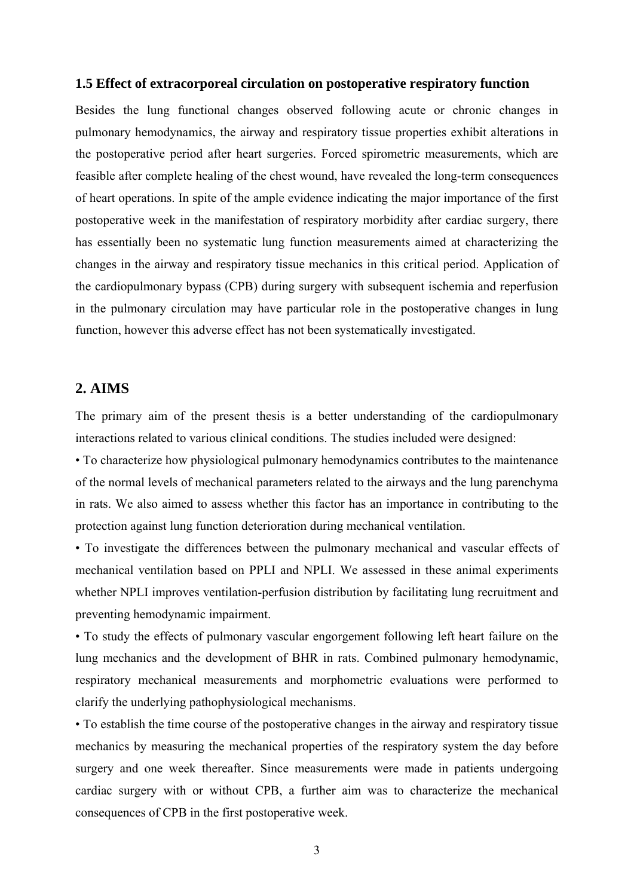### 1.5 Effect of extracorporeal circulation on postoperative respiratory function

Besides the lung functional changes observed following acute or chronic changes in pulmonary hemodynamics, the airway and respiratory tissue properties exhibit alterations in the postoperative period after heart surgeries. Forced spirometric measurements, which are feasible after complete healing of the chest wound, have revealed the long-term consequences of heart operations. In spite of the ample evidence indicating the major importance of the first postoperative week in the manifestation of respiratory morbidity after cardiac surgery, there has essentially been no systematic lung function measurements aimed at characterizing the changes in the airway and respiratory tissue mechanics in this critical period. Application of the cardiopulmonary bypass (CPB) during surgery with subsequent ischemia and reperfusion in the pulmonary circulation may have particular role in the postoperative changes in lung function, however this adverse effect has not been systematically investigated.

## 2. AIMS

The primary aim of the present thesis is a better understanding of the cardiopulmonary interactions related to various clinical conditions. The studies included were designed:

• To characterize how physiological pulmonary hemodynamics contributes to the maintenance of the normal levels of mechanical parameters related to the airways and the lung parenchyma in rats. We also aimed to assess whether this factor has an importance in contributing to the protection against lung function deterioration during mechanical ventilation.

• To investigate the differences between the pulmonary mechanical and vascular effects of mechanical ventilation based on PPLI and NPLI. We assessed in these animal experiments whether NPLI improves ventilation-perfusion distribution by facilitating lung recruitment and preventing hemodynamic impairment.

• To study the effects of pulmonary vascular engorgement following left heart failure on the lung mechanics and the development of BHR in rats. Combined pulmonary hemodynamic, respiratory mechanical measurements and morphometric evaluations were performed to clarify the underlying pathophysiological mechanisms.

• To establish the time course of the postoperative changes in the airway and respiratory tissue mechanics by measuring the mechanical properties of the respiratory system the day before surgery and one week thereafter. Since measurements were made in patients undergoing cardiac surgery with or without CPB, a further aim was to characterize the mechanical consequences of CPB in the first postoperative week.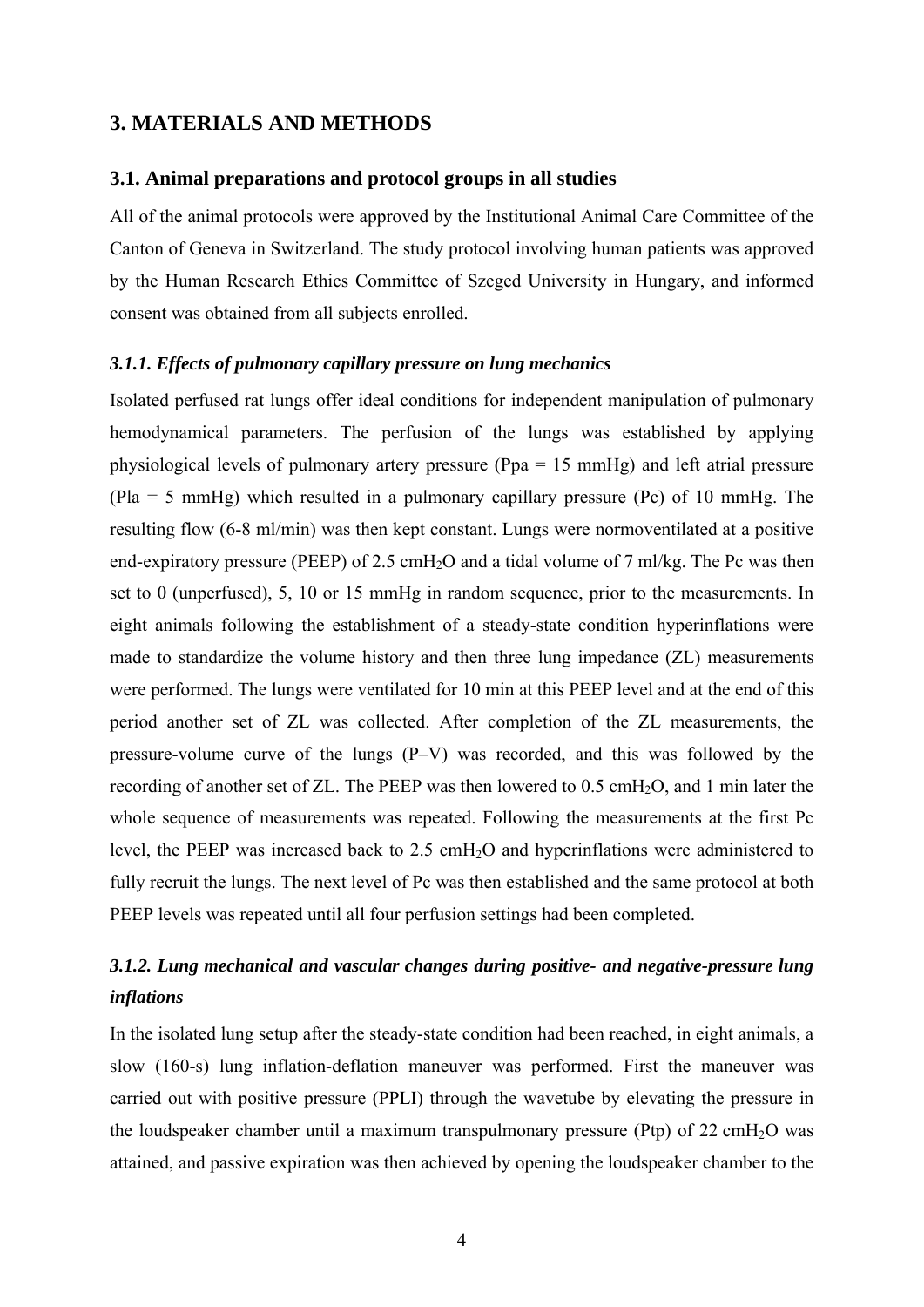## 3. MATERIALS AND METHODS

### 3.1. Animal preparations and protocol groups in all studies

All of the animal protocols were approved by the Institutional Animal Care Committee of the Canton of Geneva in Switzerland. The study protocol involving human patients was approved by the Human Research Ethics Committee of Szeged University in Hungary, and informed consent was obtained from all subjects enrolled.

#### *3.1.1. Effects of pulmonary capillary pressure on lung mechanics*

Isolated perfused rat lungs offer ideal conditions for independent manipulation of pulmonary hemodynamical parameters. The perfusion of the lungs was established by applying physiological levels of pulmonary artery pressure (Ppa = 15 mmHg) and left atrial pressure (Pla = 5 mmHg) which resulted in a pulmonary capillary pressure (Pc) of 10 mmHg. The resulting flow (6-8 ml/min) was then kept constant. Lungs were normoventilated at a positive end-expiratory pressure (PEEP) of 2.5 cm$H_2O$ and a tidal volume of 7 ml/kg. The Pc was then set to 0 (unperfused), 5, 10 or 15 mmHg in random sequence, prior to the measurements. In eight animals following the establishment of a steady-state condition hyperinflations were made to standardize the volume history and then three lung impedance (ZL) measurements were performed. The lungs were ventilated for 10 min at this PEEP level and at the end of this period another set of ZL was collected. After completion of the ZL measurements, the pressure-volume curve of the lungs (P–V) was recorded, and this was followed by the recording of another set of ZL. The PEEP was then lowered to 0.5 cm$H_2O$, and 1 min later the whole sequence of measurements was repeated. Following the measurements at the first Pc level, the PEEP was increased back to 2.5 cm$H_2O$ and hyperinflations were administered to fully recruit the lungs. The next level of Pc was then established and the same protocol at both PEEP levels was repeated until all four perfusion settings had been completed.

#### *3.1.2. Lung mechanical and vascular changes during positive- and negative-pressure lung inflations*

In the isolated lung setup after the steady-state condition had been reached, in eight animals, a slow (160-s) lung inflation-deflation maneuver was performed. First the maneuver was carried out with positive pressure (PPLI) through the wavetube by elevating the pressure in the loudspeaker chamber until a maximum transpulmonary pressure (Ptp) of 22 cm$H_2O$ was attained, and passive expiration was then achieved by opening the loudspeaker chamber to the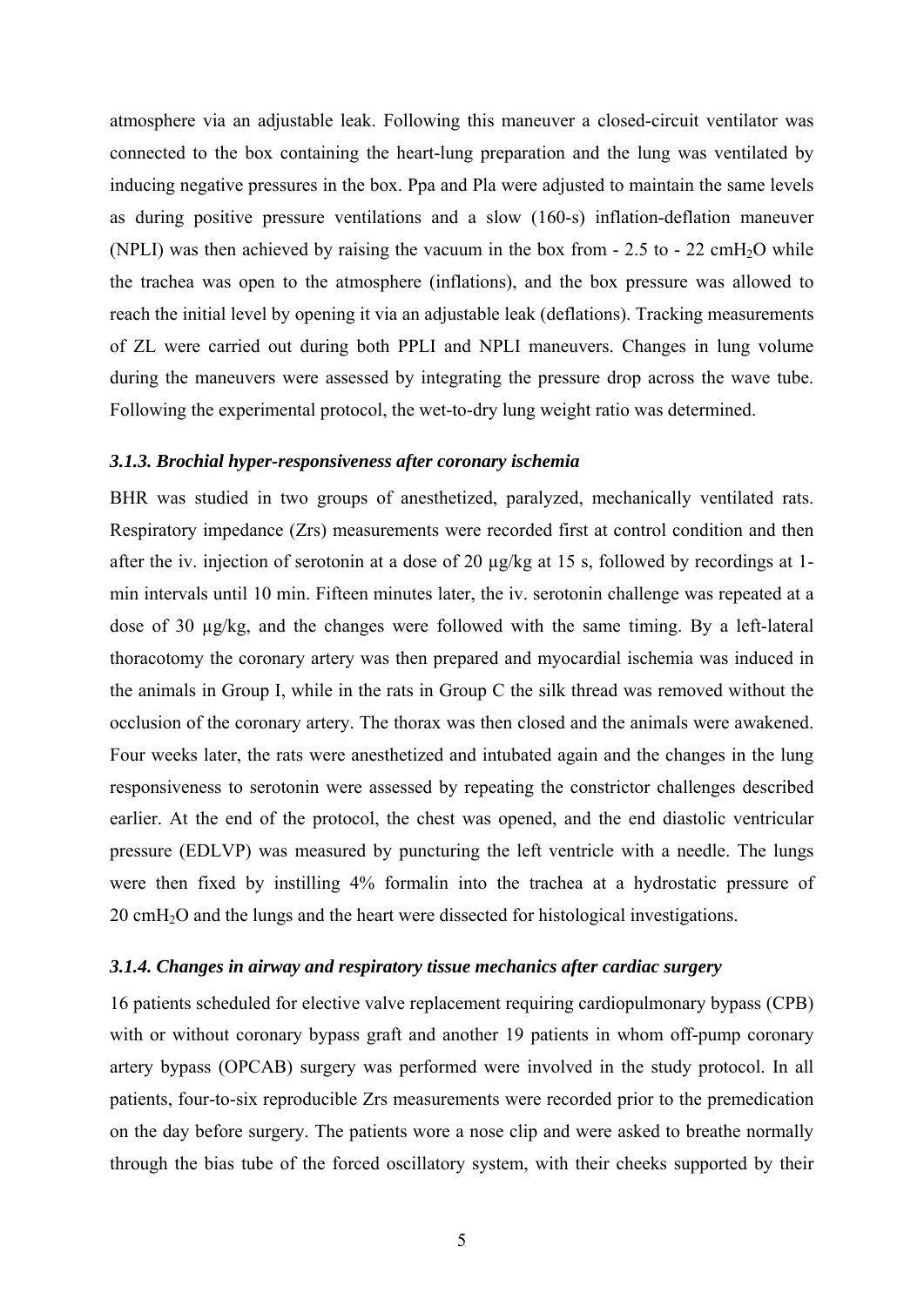atmosphere via an adjustable leak. Following this maneuver a closed-circuit ventilator was connected to the box containing the heart-lung preparation and the lung was ventilated by inducing negative pressures in the box. Ppa and Pla were adjusted to maintain the same levels as during positive pressure ventilations and a slow (160-s) inflation-deflation maneuver (NPLI) was then achieved by raising the vacuum in the box from - 2.5 to - 22 $cmH_2O$ while the trachea was open to the atmosphere (inflations), and the box pressure was allowed to reach the initial level by opening it via an adjustable leak (deflations). Tracking measurements of ZL were carried out during both PPLI and NPLI maneuvers. Changes in lung volume during the maneuvers were assessed by integrating the pressure drop across the wave tube. Following the experimental protocol, the wet-to-dry lung weight ratio was determined.

### *3.1.3. Brochial hyper-responsiveness after coronary ischemia*

BHR was studied in two groups of anesthetized, paralyzed, mechanically ventilated rats. Respiratory impedance (Zrs) measurements were recorded first at control condition and then after the iv. injection of serotonin at a dose of 20 µg/kg at 15 s, followed by recordings at 1-min intervals until 10 min. Fifteen minutes later, the iv. serotonin challenge was repeated at a dose of 30 µg/kg, and the changes were followed with the same timing. By a left-lateral thoracotomy the coronary artery was then prepared and myocardial ischemia was induced in the animals in Group I, while in the rats in Group C the silk thread was removed without the occlusion of the coronary artery. The thorax was then closed and the animals were awakened. Four weeks later, the rats were anesthetized and intubated again and the changes in the lung responsiveness to serotonin were assessed by repeating the constrictor challenges described earlier. At the end of the protocol, the chest was opened, and the end diastolic ventricular pressure (EDLVP) was measured by puncturing the left ventricle with a needle. The lungs were then fixed by instilling 4% formalin into the trachea at a hydrostatic pressure of 20 $cmH_2O$ and the lungs and the heart were dissected for histological investigations.

### *3.1.4. Changes in airway and respiratory tissue mechanics after cardiac surgery*

16 patients scheduled for elective valve replacement requiring cardiopulmonary bypass (CPB) with or without coronary bypass graft and another 19 patients in whom off-pump coronary artery bypass (OPCAB) surgery was performed were involved in the study protocol. In all patients, four-to-six reproducible Zrs measurements were recorded prior to the premedication on the day before surgery. The patients wore a nose clip and were asked to breathe normally through the bias tube of the forced oscillatory system, with their cheeks supported by their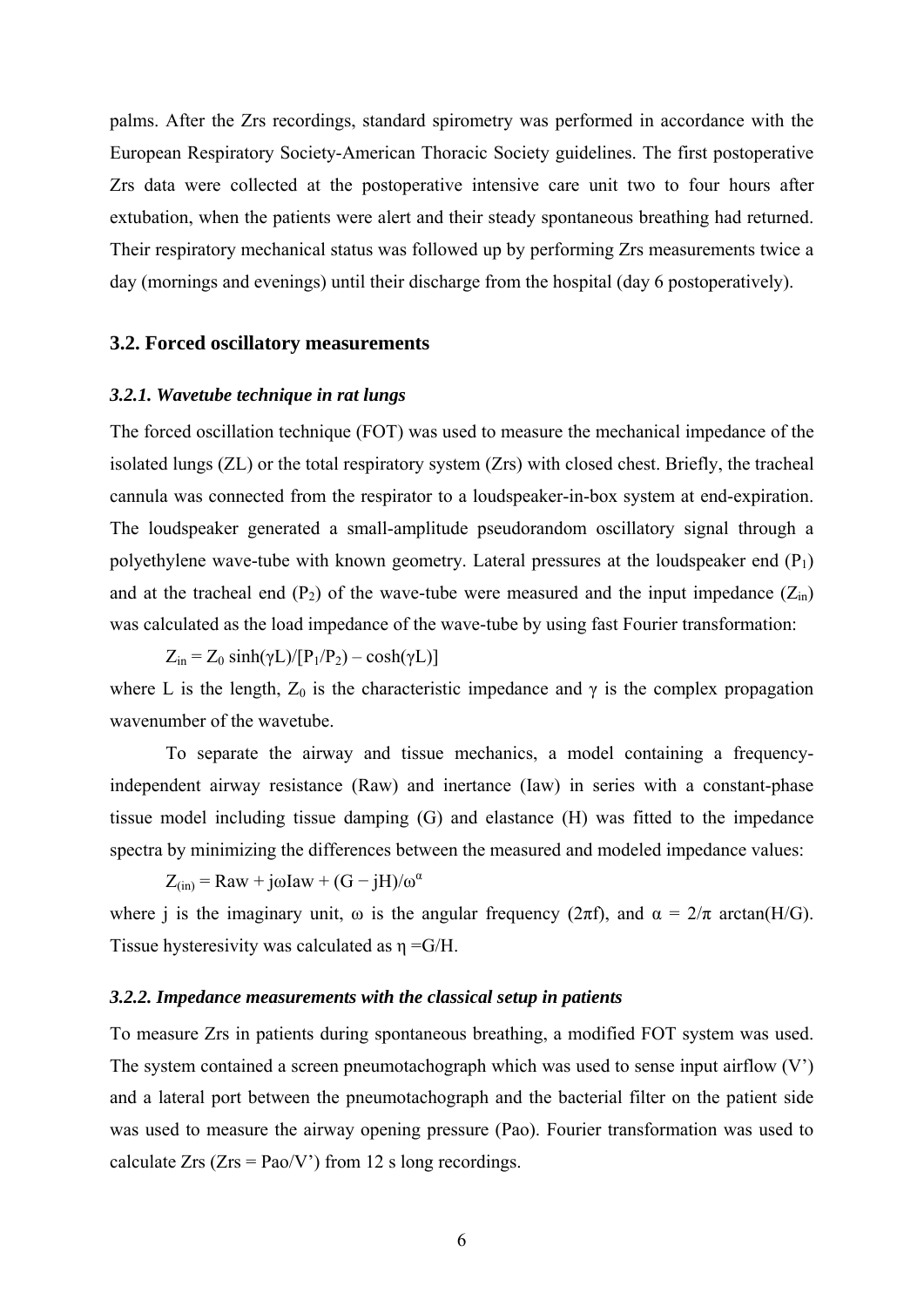palms. After the Zrs recordings, standard spirometry was performed in accordance with the European Respiratory Society-American Thoracic Society guidelines. The first postoperative Zrs data were collected at the postoperative intensive care unit two to four hours after extubation, when the patients were alert and their steady spontaneous breathing had returned. Their respiratory mechanical status was followed up by performing Zrs measurements twice a day (mornings and evenings) until their discharge from the hospital (day 6 postoperatively).

## 3.2. Forced oscillatory measurements

### *3.2.1. Wavetube technique in rat lungs*

The forced oscillation technique (FOT) was used to measure the mechanical impedance of the isolated lungs (ZL) or the total respiratory system (Zrs) with closed chest. Briefly, the tracheal cannula was connected from the respirator to a loudspeaker-in-box system at end-expiration. The loudspeaker generated a small-amplitude pseudorandom oscillatory signal through a polyethylene wave-tube with known geometry. Lateral pressures at the loudspeaker end ($P_1$) and at the tracheal end ($P_2$) of the wave-tube were measured and the input impedance ($Z_{in}$) was calculated as the load impedance of the wave-tube by using fast Fourier transformation:

$$Z_{in} = Z_0 \sinh(\gamma L)/[P_1/P_2) - \cosh(\gamma L)]$$

where L is the length, $Z_0$ is the characteristic impedance and $\gamma$ is the complex propagation wavenumber of the wavetube.

To separate the airway and tissue mechanics, a model containing a frequency-independent airway resistance (Raw) and inertance (Iaw) in series with a constant-phase tissue model including tissue damping (G) and elastance (H) was fitted to the impedance spectra by minimizing the differences between the measured and modeled impedance values:

$$Z_{(in)} = Raw + j\omega Iaw + (G - jH)/\omega^{\alpha}$$

where j is the imaginary unit, $\omega$ is the angular frequency ($2\pi f$), and $\alpha = 2/\pi \arctan(H/G)$. Tissue hysteresivity was calculated as $\eta = G/H$.

### *3.2.2. Impedance measurements with the classical setup in patients*

To measure Zrs in patients during spontaneous breathing, a modified FOT system was used. The system contained a screen pneumotachograph which was used to sense input airflow (V') and a lateral port between the pneumotachograph and the bacterial filter on the patient side was used to measure the airway opening pressure (Pao). Fourier transformation was used to calculate Zrs (Zrs = Pao/V') from 12 s long recordings.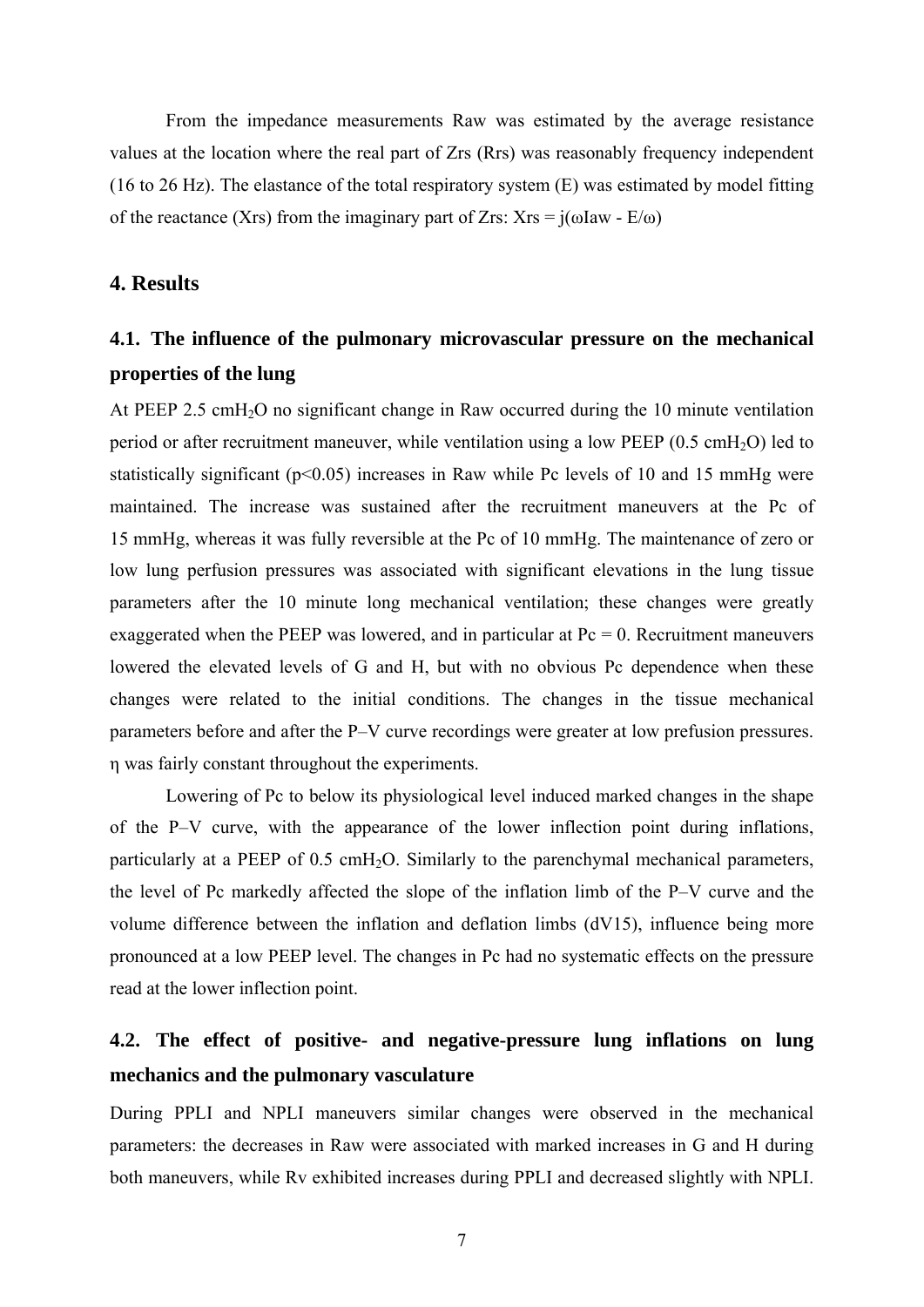From the impedance measurements Raw was estimated by the average resistance values at the location where the real part of Zrs (Rrs) was reasonably frequency independent (16 to 26 Hz). The elastance of the total respiratory system (E) was estimated by model fitting of the reactance (Xrs) from the imaginary part of Zrs: $Xrs = j(\omega Iaw - E/\omega)$

## 4. Results

### 4.1. The influence of the pulmonary microvascular pressure on the mechanical properties of the lung

At PEEP 2.5 cm$H_2O$ no significant change in Raw occurred during the 10 minute ventilation period or after recruitment maneuver, while ventilation using a low PEEP (0.5 cm$H_2O$) led to statistically significant ($p<0.05$) increases in Raw while Pc levels of 10 and 15 mmHg were maintained. The increase was sustained after the recruitment maneuvers at the Pc of 15 mmHg, whereas it was fully reversible at the Pc of 10 mmHg. The maintenance of zero or low lung perfusion pressures was associated with significant elevations in the lung tissue parameters after the 10 minute long mechanical ventilation; these changes were greatly exaggerated when the PEEP was lowered, and in particular at Pc = 0. Recruitment maneuvers lowered the elevated levels of G and H, but with no obvious Pc dependence when these changes were related to the initial conditions. The changes in the tissue mechanical parameters before and after the P–V curve recordings were greater at low prefusion pressures. $\eta$ was fairly constant throughout the experiments.

Lowering of Pc to below its physiological level induced marked changes in the shape of the P–V curve, with the appearance of the lower inflection point during inflations, particularly at a PEEP of 0.5 cm$H_2O$. Similarly to the parenchymal mechanical parameters, the level of Pc markedly affected the slope of the inflation limb of the P–V curve and the volume difference between the inflation and deflation limbs (dV15), influence being more pronounced at a low PEEP level. The changes in Pc had no systematic effects on the pressure read at the lower inflection point.

### 4.2. The effect of positive- and negative-pressure lung inflations on lung mechanics and the pulmonary vasculature

During PPLI and NPLI maneuvers similar changes were observed in the mechanical parameters: the decreases in Raw were associated with marked increases in G and H during both maneuvers, while Rv exhibited increases during PPLI and decreased slightly with NPLI.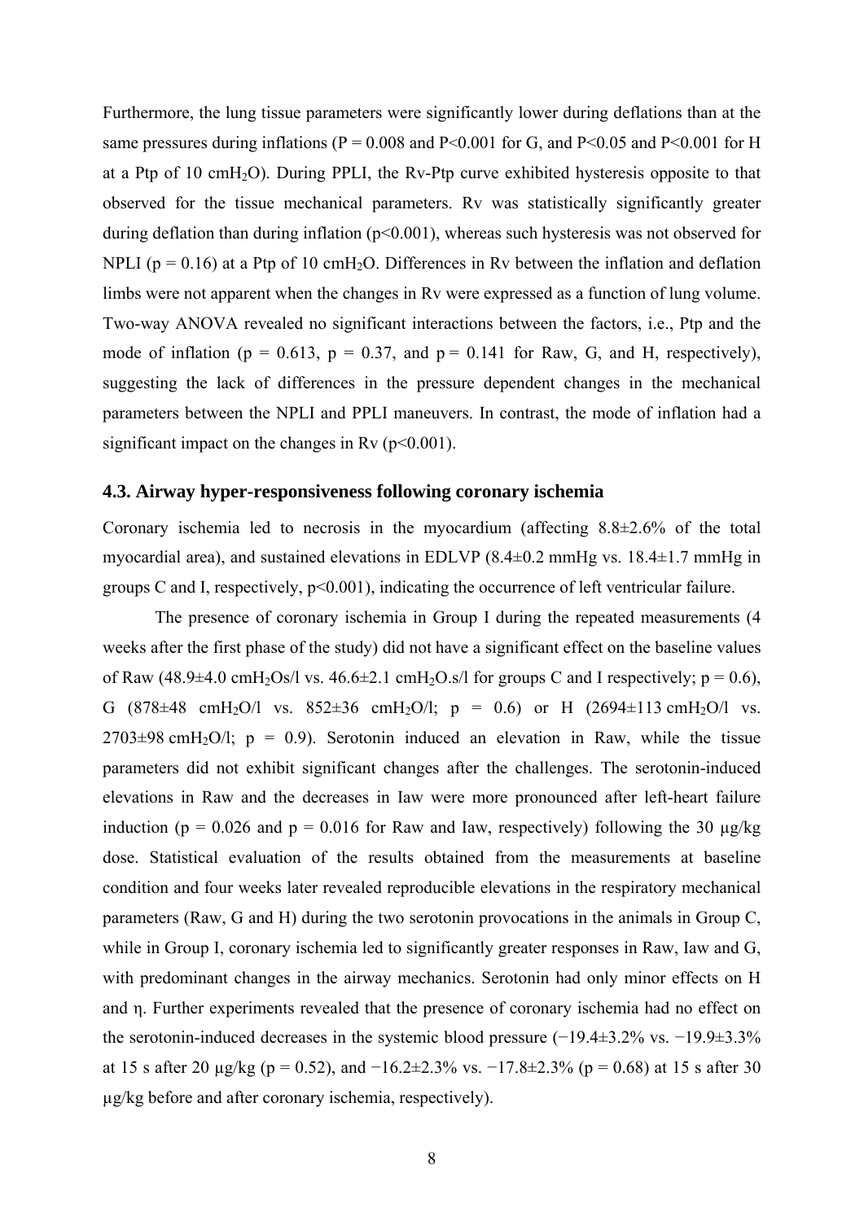Furthermore, the lung tissue parameters were significantly lower during deflations than at the same pressures during inflations ($P = 0.008$ and $P<0.001$ for G, and $P<0.05$ and $P<0.001$ for H at a Ptp of 10 $cmH_2O$). During PPLI, the Rv-Ptp curve exhibited hysteresis opposite to that observed for the tissue mechanical parameters. Rv was statistically significantly greater during deflation than during inflation ($p<0.001$), whereas such hysteresis was not observed for NPLI ($p = 0.16$) at a Ptp of 10 $cmH_2O$. Differences in Rv between the inflation and deflation limbs were not apparent when the changes in Rv were expressed as a function of lung volume. Two-way ANOVA revealed no significant interactions between the factors, i.e., Ptp and the mode of inflation ($p = 0.613$, $p = 0.37$, and $p = 0.141$ for Raw, G, and H, respectively), suggesting the lack of differences in the pressure dependent changes in the mechanical parameters between the NPLI and PPLI maneuvers. In contrast, the mode of inflation had a significant impact on the changes in Rv ($p<0.001$).

### 4.3. Airway hyper-responsiveness following coronary ischemia

Coronary ischemia led to necrosis in the myocardium (affecting 8.8±2.6% of the total myocardial area), and sustained elevations in EDLVP (8.4±0.2 mmHg vs. 18.4±1.7 mmHg in groups C and I, respectively, $p<0.001$), indicating the occurrence of left ventricular failure.

The presence of coronary ischemia in Group I during the repeated measurements (4 weeks after the first phase of the study) did not have a significant effect on the baseline values of Raw (48.9±4.0 $cmH_2Os/l$ vs. 46.6±2.1 $cmH_2O.s/l$ for groups C and I respectively; $p = 0.6$), G (878±48 $cmH_2O/l$ vs. 852±36 $cmH_2O/l$; $p = 0.6$) or H (2694±113 $cmH_2O/l$ vs. 2703±98 $cmH_2O/l$; $p = 0.9$). Serotonin induced an elevation in Raw, while the tissue parameters did not exhibit significant changes after the challenges. The serotonin-induced elevations in Raw and the decreases in Iaw were more pronounced after left-heart failure induction ($p = 0.026$ and $p = 0.016$ for Raw and Iaw, respectively) following the 30 μg/kg dose. Statistical evaluation of the results obtained from the measurements at baseline condition and four weeks later revealed reproducible elevations in the respiratory mechanical parameters (Raw, G and H) during the two serotonin provocations in the animals in Group C, while in Group I, coronary ischemia led to significantly greater responses in Raw, Iaw and G, with predominant changes in the airway mechanics. Serotonin had only minor effects on H and η. Further experiments revealed that the presence of coronary ischemia had no effect on the serotonin-induced decreases in the systemic blood pressure (−19.4±3.2% vs. −19.9±3.3% at 15 s after 20 μg/kg ($p = 0.52$), and −16.2±2.3% vs. −17.8±2.3% ($p = 0.68$) at 15 s after 30 μg/kg before and after coronary ischemia, respectively).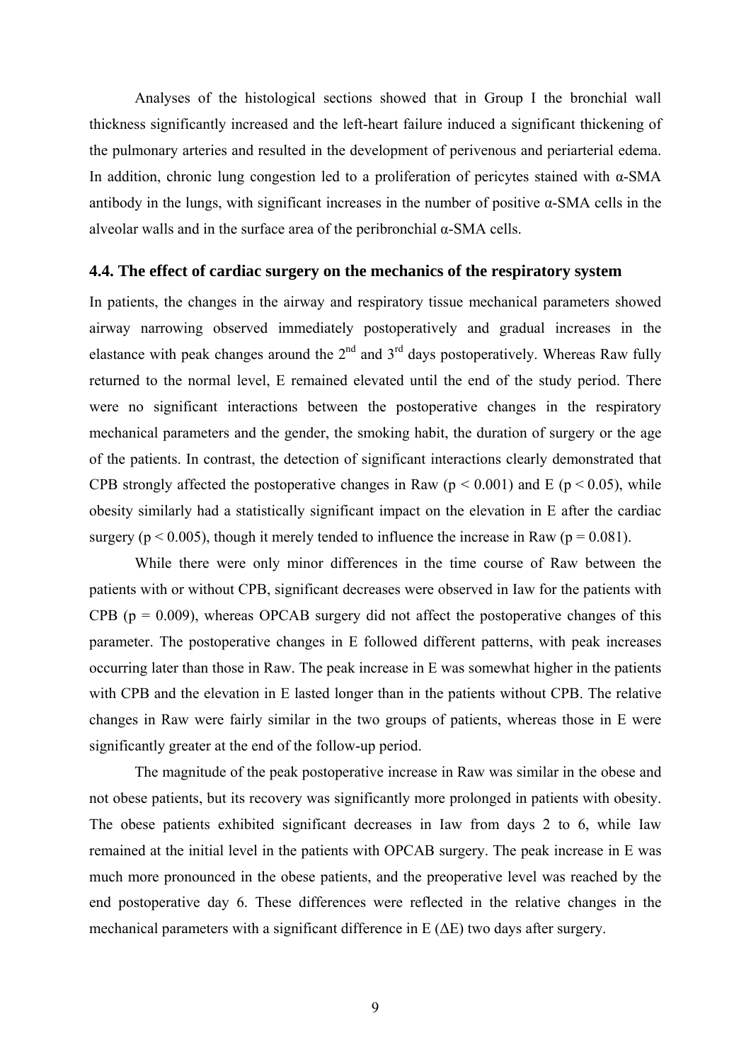Analyses of the histological sections showed that in Group I the bronchial wall thickness significantly increased and the left-heart failure induced a significant thickening of the pulmonary arteries and resulted in the development of perivenous and periarterial edema. In addition, chronic lung congestion led to a proliferation of pericytes stained with α-SMA antibody in the lungs, with significant increases in the number of positive α-SMA cells in the alveolar walls and in the surface area of the peribronchial α-SMA cells.

### 4.4. The effect of cardiac surgery on the mechanics of the respiratory system

In patients, the changes in the airway and respiratory tissue mechanical parameters showed airway narrowing observed immediately postoperatively and gradual increases in the elastance with peak changes around the 2nd and 3rd days postoperatively. Whereas Raw fully returned to the normal level, E remained elevated until the end of the study period. There were no significant interactions between the postoperative changes in the respiratory mechanical parameters and the gender, the smoking habit, the duration of surgery or the age of the patients. In contrast, the detection of significant interactions clearly demonstrated that CPB strongly affected the postoperative changes in Raw ($p < 0.001$) and E ($p < 0.05$), while obesity similarly had a statistically significant impact on the elevation in E after the cardiac surgery ($p < 0.005$), though it merely tended to influence the increase in Raw ($p = 0.081$).

While there were only minor differences in the time course of Raw between the patients with or without CPB, significant decreases were observed in Iaw for the patients with CPB ($p = 0.009$), whereas OPCAB surgery did not affect the postoperative changes of this parameter. The postoperative changes in E followed different patterns, with peak increases occurring later than those in Raw. The peak increase in E was somewhat higher in the patients with CPB and the elevation in E lasted longer than in the patients without CPB. The relative changes in Raw were fairly similar in the two groups of patients, whereas those in E were significantly greater at the end of the follow-up period.

The magnitude of the peak postoperative increase in Raw was similar in the obese and not obese patients, but its recovery was significantly more prolonged in patients with obesity. The obese patients exhibited significant decreases in Iaw from days 2 to 6, while Iaw remained at the initial level in the patients with OPCAB surgery. The peak increase in E was much more pronounced in the obese patients, and the preoperative level was reached by the end postoperative day 6. These differences were reflected in the relative changes in the mechanical parameters with a significant difference in E ($\Delta E$) two days after surgery.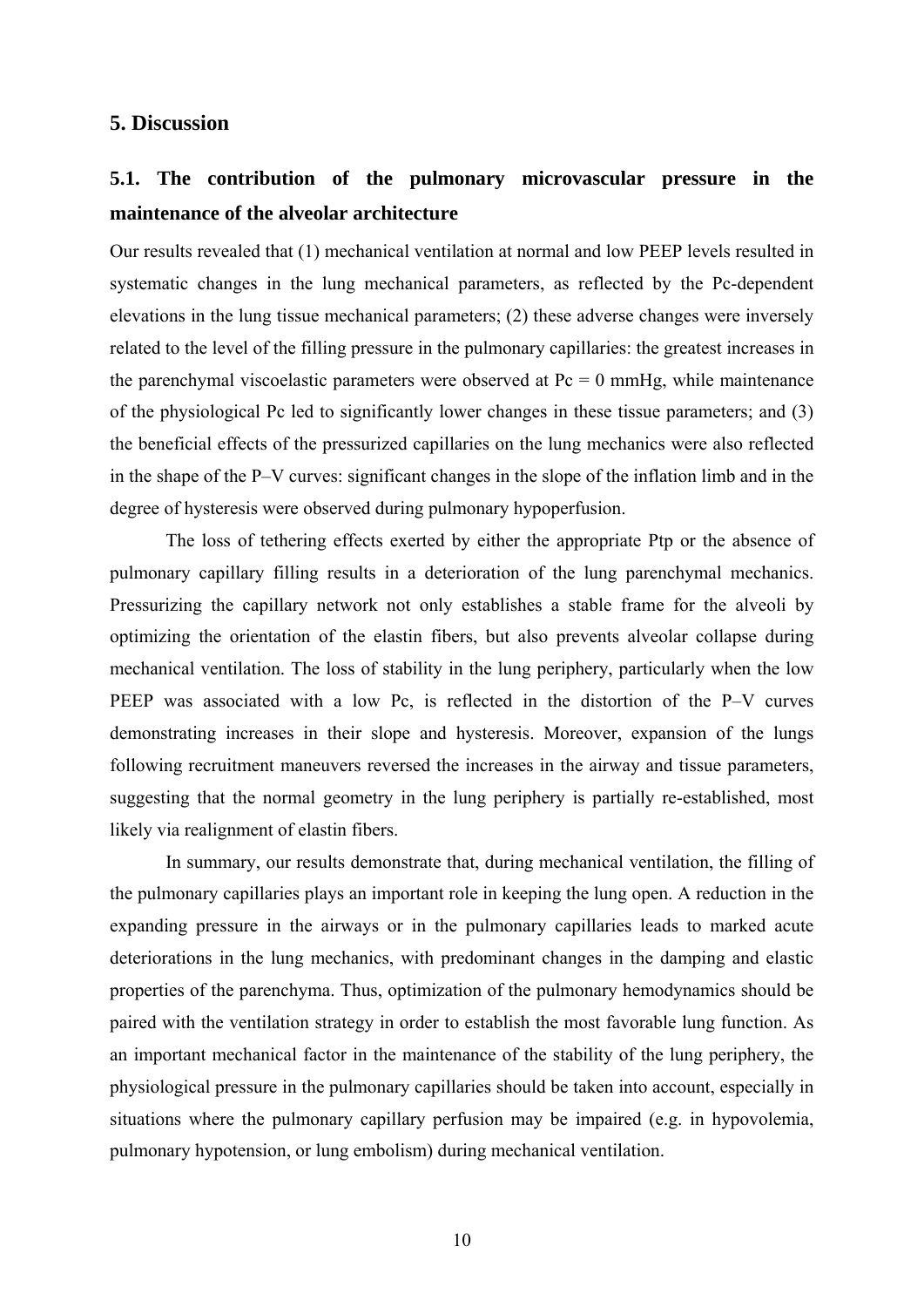## 5. Discussion

### 5.1. The contribution of the pulmonary microvascular pressure in the maintenance of the alveolar architecture

Our results revealed that (1) mechanical ventilation at normal and low PEEP levels resulted in systematic changes in the lung mechanical parameters, as reflected by the Pc-dependent elevations in the lung tissue mechanical parameters; (2) these adverse changes were inversely related to the level of the filling pressure in the pulmonary capillaries: the greatest increases in the parenchymal viscoelastic parameters were observed at Pc = 0 mmHg, while maintenance of the physiological Pc led to significantly lower changes in these tissue parameters; and (3) the beneficial effects of the pressurized capillaries on the lung mechanics were also reflected in the shape of the P–V curves: significant changes in the slope of the inflation limb and in the degree of hysteresis were observed during pulmonary hypoperfusion.

The loss of tethering effects exerted by either the appropriate Ptp or the absence of pulmonary capillary filling results in a deterioration of the lung parenchymal mechanics. Pressurizing the capillary network not only establishes a stable frame for the alveoli by optimizing the orientation of the elastin fibers, but also prevents alveolar collapse during mechanical ventilation. The loss of stability in the lung periphery, particularly when the low PEEP was associated with a low Pc, is reflected in the distortion of the P–V curves demonstrating increases in their slope and hysteresis. Moreover, expansion of the lungs following recruitment maneuvers reversed the increases in the airway and tissue parameters, suggesting that the normal geometry in the lung periphery is partially re-established, most likely via realignment of elastin fibers.

In summary, our results demonstrate that, during mechanical ventilation, the filling of the pulmonary capillaries plays an important role in keeping the lung open. A reduction in the expanding pressure in the airways or in the pulmonary capillaries leads to marked acute deteriorations in the lung mechanics, with predominant changes in the damping and elastic properties of the parenchyma. Thus, optimization of the pulmonary hemodynamics should be paired with the ventilation strategy in order to establish the most favorable lung function. As an important mechanical factor in the maintenance of the stability of the lung periphery, the physiological pressure in the pulmonary capillaries should be taken into account, especially in situations where the pulmonary capillary perfusion may be impaired (e.g. in hypovolemia, pulmonary hypotension, or lung embolism) during mechanical ventilation.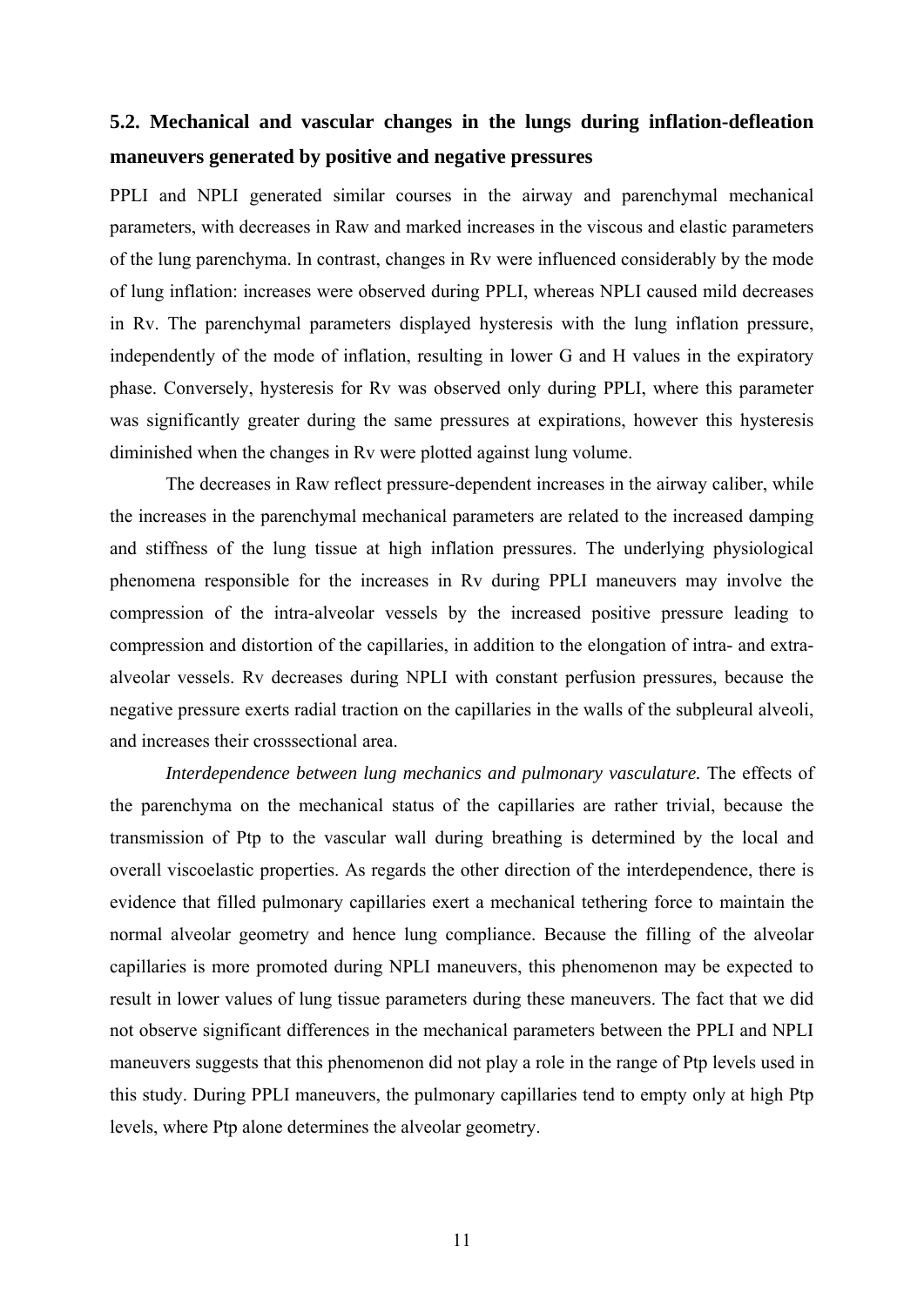## 5.2. Mechanical and vascular changes in the lungs during inflation-defleation maneuvers generated by positive and negative pressures

PPLI and NPLI generated similar courses in the airway and parenchymal mechanical parameters, with decreases in Raw and marked increases in the viscous and elastic parameters of the lung parenchyma. In contrast, changes in Rv were influenced considerably by the mode of lung inflation: increases were observed during PPLI, whereas NPLI caused mild decreases in Rv. The parenchymal parameters displayed hysteresis with the lung inflation pressure, independently of the mode of inflation, resulting in lower G and H values in the expiratory phase. Conversely, hysteresis for Rv was observed only during PPLI, where this parameter was significantly greater during the same pressures at expirations, however this hysteresis diminished when the changes in Rv were plotted against lung volume.

The decreases in Raw reflect pressure-dependent increases in the airway caliber, while the increases in the parenchymal mechanical parameters are related to the increased damping and stiffness of the lung tissue at high inflation pressures. The underlying physiological phenomena responsible for the increases in Rv during PPLI maneuvers may involve the compression of the intra-alveolar vessels by the increased positive pressure leading to compression and distortion of the capillaries, in addition to the elongation of intra- and extra-alveolar vessels. Rv decreases during NPLI with constant perfusion pressures, because the negative pressure exerts radial traction on the capillaries in the walls of the subpleural alveoli, and increases their crosssectional area.

*Interdependence between lung mechanics and pulmonary vasculature.* The effects of the parenchyma on the mechanical status of the capillaries are rather trivial, because the transmission of Ptp to the vascular wall during breathing is determined by the local and overall viscoelastic properties. As regards the other direction of the interdependence, there is evidence that filled pulmonary capillaries exert a mechanical tethering force to maintain the normal alveolar geometry and hence lung compliance. Because the filling of the alveolar capillaries is more promoted during NPLI maneuvers, this phenomenon may be expected to result in lower values of lung tissue parameters during these maneuvers. The fact that we did not observe significant differences in the mechanical parameters between the PPLI and NPLI maneuvers suggests that this phenomenon did not play a role in the range of Ptp levels used in this study. During PPLI maneuvers, the pulmonary capillaries tend to empty only at high Ptp levels, where Ptp alone determines the alveolar geometry.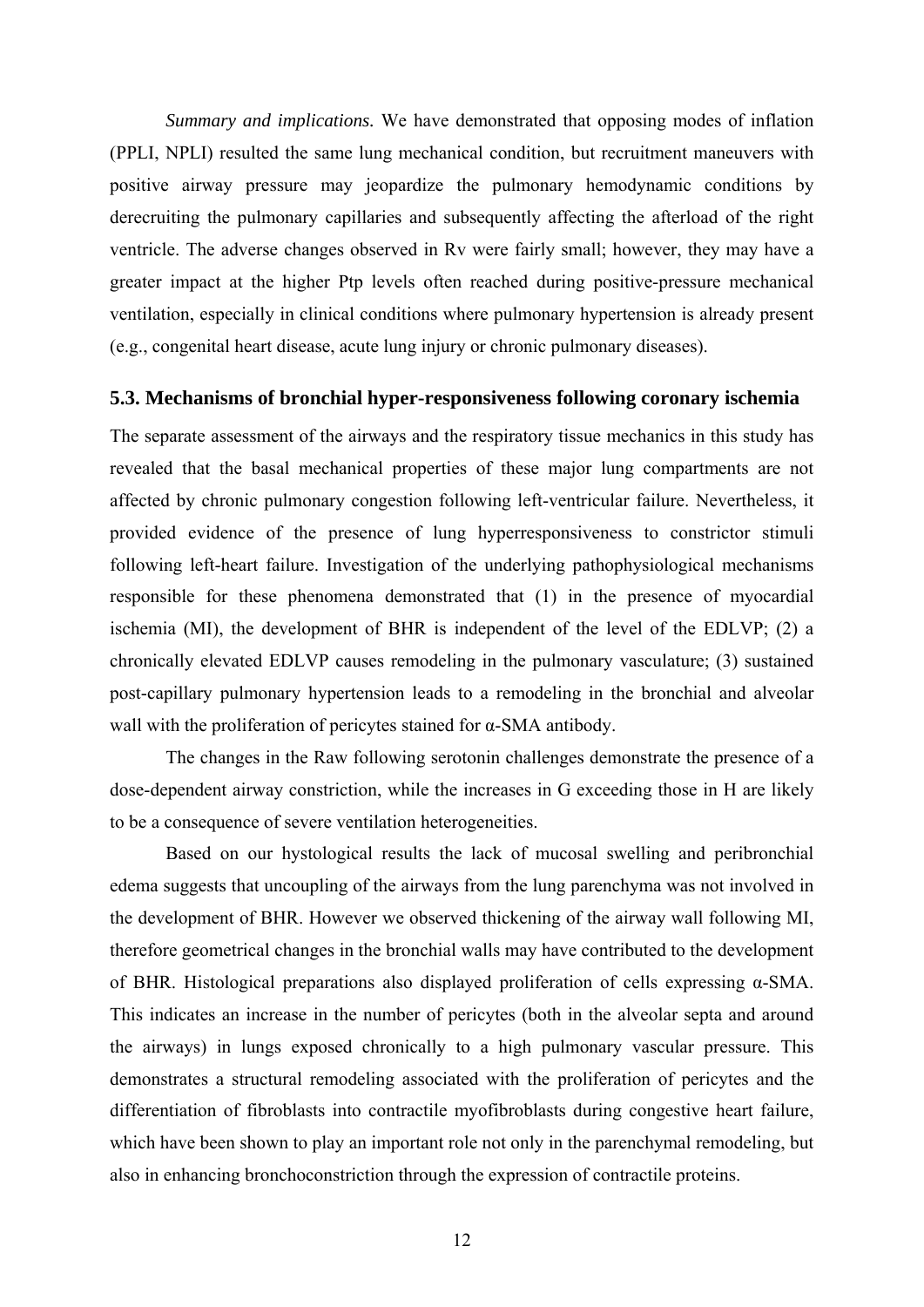*Summary and implications.* We have demonstrated that opposing modes of inflation (PPLI, NPLI) resulted the same lung mechanical condition, but recruitment maneuvers with positive airway pressure may jeopardize the pulmonary hemodynamic conditions by derecruiting the pulmonary capillaries and subsequently affecting the afterload of the right ventricle. The adverse changes observed in Rv were fairly small; however, they may have a greater impact at the higher Ptp levels often reached during positive-pressure mechanical ventilation, especially in clinical conditions where pulmonary hypertension is already present (e.g., congenital heart disease, acute lung injury or chronic pulmonary diseases).

### 5.3. Mechanisms of bronchial hyper-responsiveness following coronary ischemia

The separate assessment of the airways and the respiratory tissue mechanics in this study has revealed that the basal mechanical properties of these major lung compartments are not affected by chronic pulmonary congestion following left-ventricular failure. Nevertheless, it provided evidence of the presence of lung hyperresponsiveness to constrictor stimuli following left-heart failure. Investigation of the underlying pathophysiological mechanisms responsible for these phenomena demonstrated that (1) in the presence of myocardial ischemia (MI), the development of BHR is independent of the level of the EDLVP; (2) a chronically elevated EDLVP causes remodeling in the pulmonary vasculature; (3) sustained post-capillary pulmonary hypertension leads to a remodeling in the bronchial and alveolar wall with the proliferation of pericytes stained for α-SMA antibody.

The changes in the Raw following serotonin challenges demonstrate the presence of a dose-dependent airway constriction, while the increases in G exceeding those in H are likely to be a consequence of severe ventilation heterogeneities.

Based on our hystological results the lack of mucosal swelling and peribronchial edema suggests that uncoupling of the airways from the lung parenchyma was not involved in the development of BHR. However we observed thickening of the airway wall following MI, therefore geometrical changes in the bronchial walls may have contributed to the development of BHR. Histological preparations also displayed proliferation of cells expressing α-SMA. This indicates an increase in the number of pericytes (both in the alveolar septa and around the airways) in lungs exposed chronically to a high pulmonary vascular pressure. This demonstrates a structural remodeling associated with the proliferation of pericytes and the differentiation of fibroblasts into contractile myofibroblasts during congestive heart failure, which have been shown to play an important role not only in the parenchymal remodeling, but also in enhancing bronchoconstriction through the expression of contractile proteins.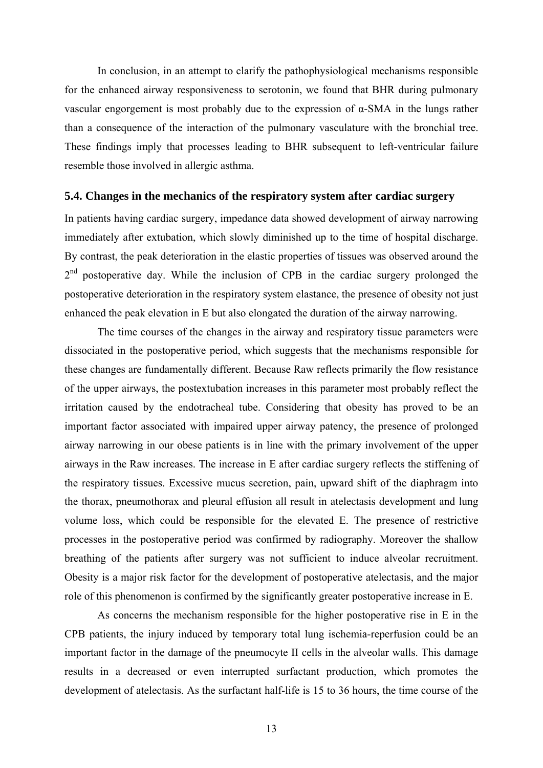In conclusion, in an attempt to clarify the pathophysiological mechanisms responsible for the enhanced airway responsiveness to serotonin, we found that BHR during pulmonary vascular engorgement is most probably due to the expression of α-SMA in the lungs rather than a consequence of the interaction of the pulmonary vasculature with the bronchial tree. These findings imply that processes leading to BHR subsequent to left-ventricular failure resemble those involved in allergic asthma.

### 5.4. Changes in the mechanics of the respiratory system after cardiac surgery

In patients having cardiac surgery, impedance data showed development of airway narrowing immediately after extubation, which slowly diminished up to the time of hospital discharge. By contrast, the peak deterioration in the elastic properties of tissues was observed around the $2^{nd}$ postoperative day. While the inclusion of CPB in the cardiac surgery prolonged the postoperative deterioration in the respiratory system elastance, the presence of obesity not just enhanced the peak elevation in E but also elongated the duration of the airway narrowing.

The time courses of the changes in the airway and respiratory tissue parameters were dissociated in the postoperative period, which suggests that the mechanisms responsible for these changes are fundamentally different. Because Raw reflects primarily the flow resistance of the upper airways, the postextubation increases in this parameter most probably reflect the irritation caused by the endotracheal tube. Considering that obesity has proved to be an important factor associated with impaired upper airway patency, the presence of prolonged airway narrowing in our obese patients is in line with the primary involvement of the upper airways in the Raw increases. The increase in E after cardiac surgery reflects the stiffening of the respiratory tissues. Excessive mucus secretion, pain, upward shift of the diaphragm into the thorax, pneumothorax and pleural effusion all result in atelectasis development and lung volume loss, which could be responsible for the elevated E. The presence of restrictive processes in the postoperative period was confirmed by radiography. Moreover the shallow breathing of the patients after surgery was not sufficient to induce alveolar recruitment. Obesity is a major risk factor for the development of postoperative atelectasis, and the major role of this phenomenon is confirmed by the significantly greater postoperative increase in E.

As concerns the mechanism responsible for the higher postoperative rise in E in the CPB patients, the injury induced by temporary total lung ischemia-reperfusion could be an important factor in the damage of the pneumocyte II cells in the alveolar walls. This damage results in a decreased or even interrupted surfactant production, which promotes the development of atelectasis. As the surfactant half-life is 15 to 36 hours, the time course of the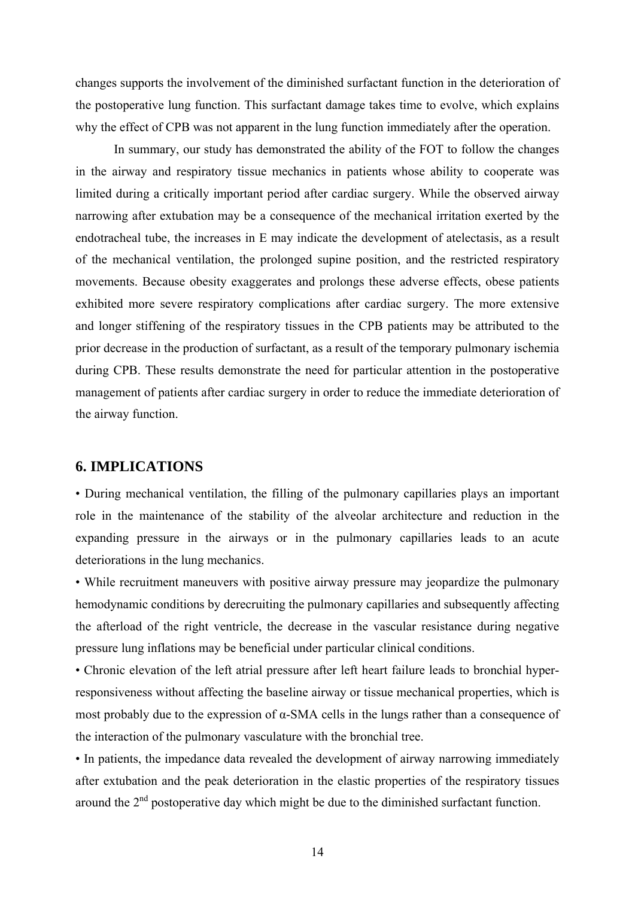changes supports the involvement of the diminished surfactant function in the deterioration of the postoperative lung function. This surfactant damage takes time to evolve, which explains why the effect of CPB was not apparent in the lung function immediately after the operation.

In summary, our study has demonstrated the ability of the FOT to follow the changes in the airway and respiratory tissue mechanics in patients whose ability to cooperate was limited during a critically important period after cardiac surgery. While the observed airway narrowing after extubation may be a consequence of the mechanical irritation exerted by the endotracheal tube, the increases in E may indicate the development of atelectasis, as a result of the mechanical ventilation, the prolonged supine position, and the restricted respiratory movements. Because obesity exaggerates and prolongs these adverse effects, obese patients exhibited more severe respiratory complications after cardiac surgery. The more extensive and longer stiffening of the respiratory tissues in the CPB patients may be attributed to the prior decrease in the production of surfactant, as a result of the temporary pulmonary ischemia during CPB. These results demonstrate the need for particular attention in the postoperative management of patients after cardiac surgery in order to reduce the immediate deterioration of the airway function.

## 6. IMPLICATIONS

• During mechanical ventilation, the filling of the pulmonary capillaries plays an important role in the maintenance of the stability of the alveolar architecture and reduction in the expanding pressure in the airways or in the pulmonary capillaries leads to an acute deteriorations in the lung mechanics.

• While recruitment maneuvers with positive airway pressure may jeopardize the pulmonary hemodynamic conditions by derecruiting the pulmonary capillaries and subsequently affecting the afterload of the right ventricle, the decrease in the vascular resistance during negative pressure lung inflations may be beneficial under particular clinical conditions.

• Chronic elevation of the left atrial pressure after left heart failure leads to bronchial hyper-responsiveness without affecting the baseline airway or tissue mechanical properties, which is most probably due to the expression of α-SMA cells in the lungs rather than a consequence of the interaction of the pulmonary vasculature with the bronchial tree.

• In patients, the impedance data revealed the development of airway narrowing immediately after extubation and the peak deterioration in the elastic properties of the respiratory tissues around the 2$^{nd}$ postoperative day which might be due to the diminished surfactant function.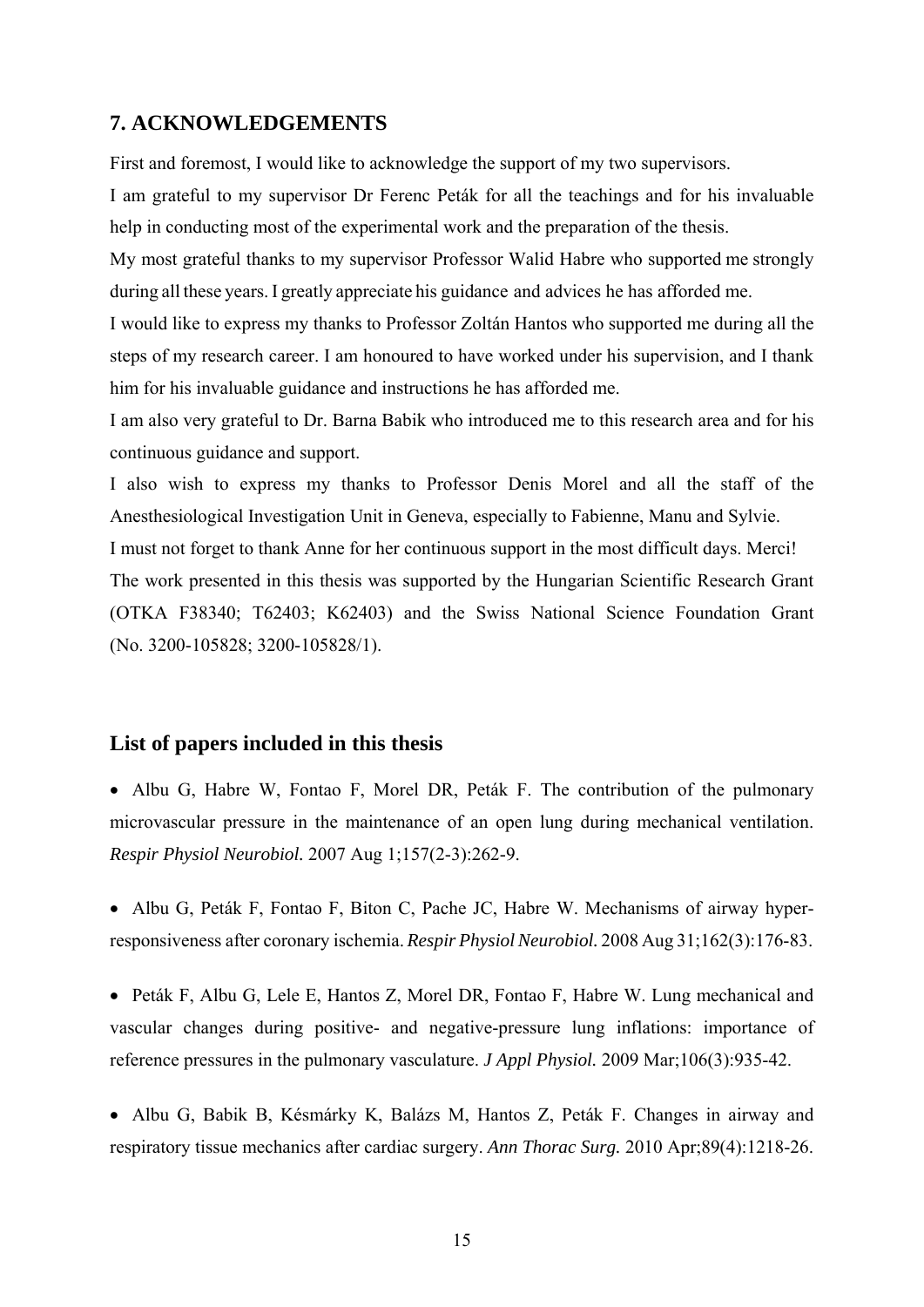## 7. ACKNOWLEDGEMENTS

First and foremost, I would like to acknowledge the support of my two supervisors.

I am grateful to my supervisor Dr Ferenc Peták for all the teachings and for his invaluable help in conducting most of the experimental work and the preparation of the thesis.

My most grateful thanks to my supervisor Professor Walid Habre who supported me strongly during all these years. I greatly appreciate his guidance and advices he has afforded me.

I would like to express my thanks to Professor Zoltán Hantos who supported me during all the steps of my research career. I am honoured to have worked under his supervision, and I thank him for his invaluable guidance and instructions he has afforded me.

I am also very grateful to Dr. Barna Babik who introduced me to this research area and for his continuous guidance and support.

I also wish to express my thanks to Professor Denis Morel and all the staff of the Anesthesiological Investigation Unit in Geneva, especially to Fabienne, Manu and Sylvie.

I must not forget to thank Anne for her continuous support in the most difficult days. Merci!

The work presented in this thesis was supported by the Hungarian Scientific Research Grant (OTKA F38340; T62403; K62403) and the Swiss National Science Foundation Grant (No. 3200-105828; 3200-105828/1).

## List of papers included in this thesis

- Albu G, Habre W, Fontao F, Morel DR, Peták F. The contribution of the pulmonary microvascular pressure in the maintenance of an open lung during mechanical ventilation. *Respir Physiol Neurobiol.* 2007 Aug 1;157(2-3):262-9.

- Albu G, Peták F, Fontao F, Biton C, Pache JC, Habre W. Mechanisms of airway hyper-responsiveness after coronary ischemia. *Respir Physiol Neurobiol.* 2008 Aug 31;162(3):176-83.

- Peták F, Albu G, Lele E, Hantos Z, Morel DR, Fontao F, Habre W. Lung mechanical and vascular changes during positive- and negative-pressure lung inflations: importance of reference pressures in the pulmonary vasculature. *J Appl Physiol.* 2009 Mar;106(3):935-42.

- Albu G, Babik B, Késmárky K, Balázs M, Hantos Z, Peták F. Changes in airway and respiratory tissue mechanics after cardiac surgery. *Ann Thorac Surg.* 2010 Apr;89(4):1218-26.